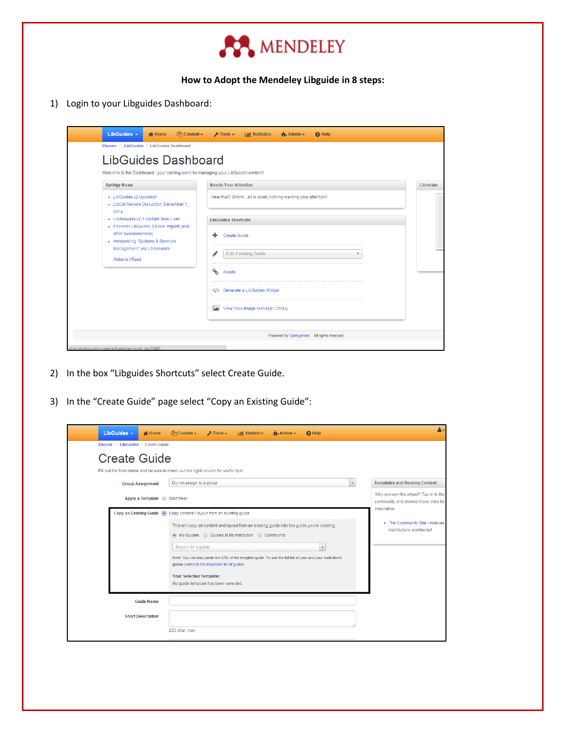MENDELEY

**How to Adopt the Mendeley Libguide in 8 steps:**

1) Login to your Libguides Dashboard:

2) In the box "Libguides Shortcuts" select Create Guide.

3) In the "Create Guide" page select "Copy an Existing Guide":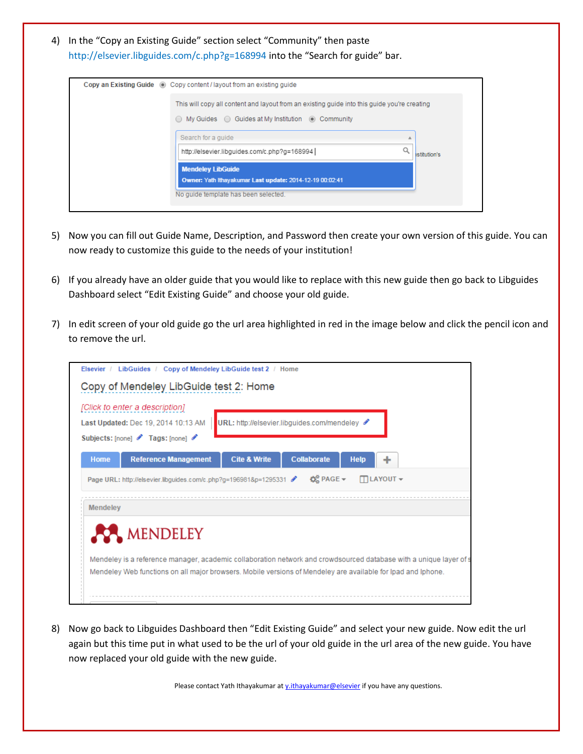4) In the "Copy an Existing Guide" section select "Community" then paste http://elsevier.libguides.com/c.php?g=168994 into the "Search for guide" bar.

5) Now you can fill out Guide Name, Description, and Password then create your own version of this guide. You can now ready to customize this guide to the needs of your institution!

6) If you already have an older guide that you would like to replace with this new guide then go back to Libguides Dashboard select "Edit Existing Guide" and choose your old guide.

7) In edit screen of your old guide go the url area highlighted in red in the image below and click the pencil icon and to remove the url.

8) Now go back to Libguides Dashboard then "Edit Existing Guide" and select your new guide. Now edit the url again but this time put in what used to be the url of your old guide in the url area of the new guide. You have now replaced your old guide with the new guide.

Please contact Yath Ithayakumar at y.ithayakumar@elsevier if you have any questions.